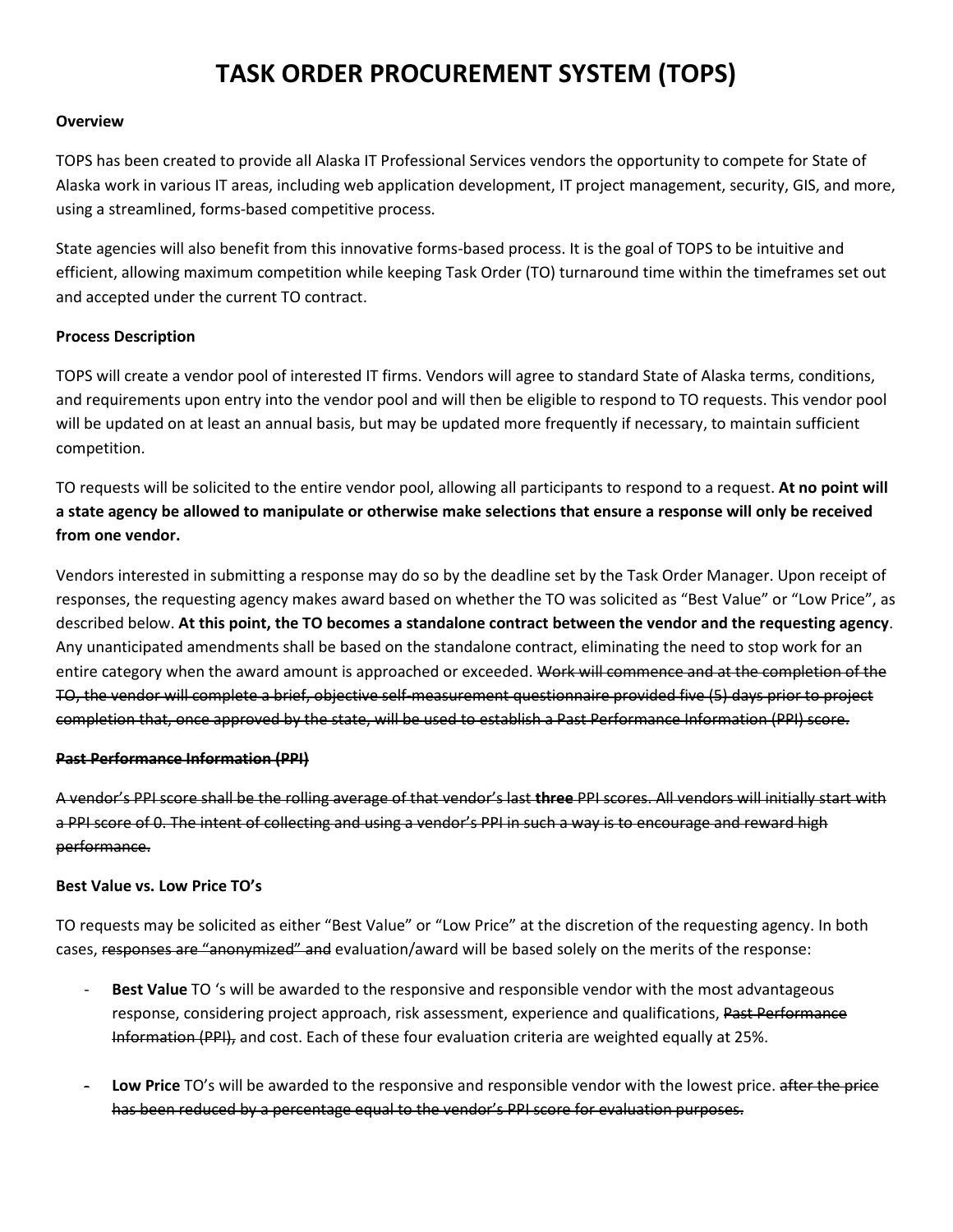# TASK ORDER PROCUREMENT SYSTEM (TOPS)

**Overview**

TOPS has been created to provide all Alaska IT Professional Services vendors the opportunity to compete for State of Alaska work in various IT areas, including web application development, IT project management, security, GIS, and more, using a streamlined, forms-based competitive process.

State agencies will also benefit from this innovative forms-based process. It is the goal of TOPS to be intuitive and efficient, allowing maximum competition while keeping Task Order (TO) turnaround time within the timeframes set out and accepted under the current TO contract.

**Process Description**

TOPS will create a vendor pool of interested IT firms. Vendors will agree to standard State of Alaska terms, conditions, and requirements upon entry into the vendor pool and will then be eligible to respond to TO requests. This vendor pool will be updated on at least an annual basis, but may be updated more frequently if necessary, to maintain sufficient competition.

TO requests will be solicited to the entire vendor pool, allowing all participants to respond to a request. **At no point will a state agency be allowed to manipulate or otherwise make selections that ensure a response will only be received from one vendor.**

Vendors interested in submitting a response may do so by the deadline set by the Task Order Manager. Upon receipt of responses, the requesting agency makes award based on whether the TO was solicited as "Best Value" or "Low Price", as described below. **At this point, the TO becomes a standalone contract between the vendor and the requesting agency**. Any unanticipated amendments shall be based on the standalone contract, eliminating the need to stop work for an entire category when the award amount is approached or exceeded. ~~Work will commence and at the completion of the TO, the vendor will complete a brief, objective self-measurement questionnaire provided five (5) days prior to project completion that, once approved by the state, will be used to establish a Past Performance Information (PPI) score.~~

~~**Past Performance Information (PPI)**~~

~~A vendor's PPI score shall be the rolling average of that vendor's last **three** PPI scores. All vendors will initially start with a PPI score of 0. The intent of collecting and using a vendor's PPI in such a way is to encourage and reward high performance.~~

**Best Value vs. Low Price TO's**

TO requests may be solicited as either "Best Value" or "Low Price" at the discretion of the requesting agency. In both cases, ~~responses are "anonymized" and~~ evaluation/award will be based solely on the merits of the response:

- **Best Value** TO 's will be awarded to the responsive and responsible vendor with the most advantageous response, considering project approach, risk assessment, experience and qualifications, ~~Past Performance Information (PPI),~~ and cost. Each of these four evaluation criteria are weighted equally at 25%.

- **Low Price** TO's will be awarded to the responsive and responsible vendor with the lowest price. ~~after the price has been reduced by a percentage equal to the vendor's PPI score for evaluation purposes.~~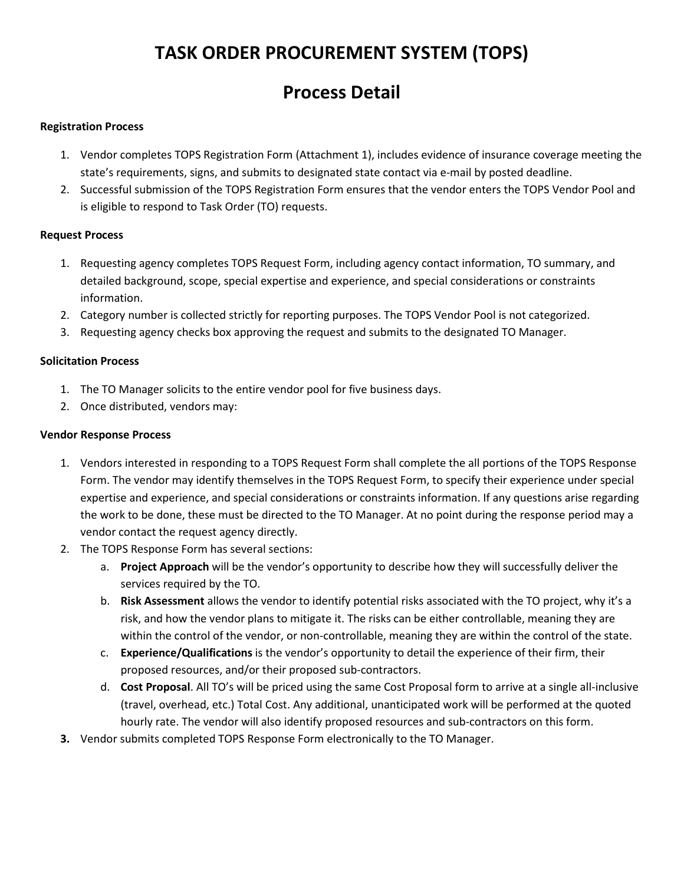# TASK ORDER PROCUREMENT SYSTEM (TOPS)

# Process Detail

**Registration Process**

1. Vendor completes TOPS Registration Form (Attachment 1), includes evidence of insurance coverage meeting the state's requirements, signs, and submits to designated state contact via e-mail by posted deadline.
2. Successful submission of the TOPS Registration Form ensures that the vendor enters the TOPS Vendor Pool and is eligible to respond to Task Order (TO) requests.

**Request Process**

1. Requesting agency completes TOPS Request Form, including agency contact information, TO summary, and detailed background, scope, special expertise and experience, and special considerations or constraints information.
2. Category number is collected strictly for reporting purposes. The TOPS Vendor Pool is not categorized.
3. Requesting agency checks box approving the request and submits to the designated TO Manager.

**Solicitation Process**

1. The TO Manager solicits to the entire vendor pool for five business days.
2. Once distributed, vendors may:

**Vendor Response Process**

1. Vendors interested in responding to a TOPS Request Form shall complete the all portions of the TOPS Response Form. The vendor may identify themselves in the TOPS Request Form, to specify their experience under special expertise and experience, and special considerations or constraints information. If any questions arise regarding the work to be done, these must be directed to the TO Manager. At no point during the response period may a vendor contact the request agency directly.
2. The TOPS Response Form has several sections:
   a. **Project Approach** will be the vendor's opportunity to describe how they will successfully deliver the services required by the TO.
   b. **Risk Assessment** allows the vendor to identify potential risks associated with the TO project, why it's a risk, and how the vendor plans to mitigate it. The risks can be either controllable, meaning they are within the control of the vendor, or non-controllable, meaning they are within the control of the state.
   c. **Experience/Qualifications** is the vendor's opportunity to detail the experience of their firm, their proposed resources, and/or their proposed sub-contractors.
   d. **Cost Proposal**. All TO's will be priced using the same Cost Proposal form to arrive at a single all-inclusive (travel, overhead, etc.) Total Cost. Any additional, unanticipated work will be performed at the quoted hourly rate. The vendor will also identify proposed resources and sub-contractors on this form.
3. Vendor submits completed TOPS Response Form electronically to the TO Manager.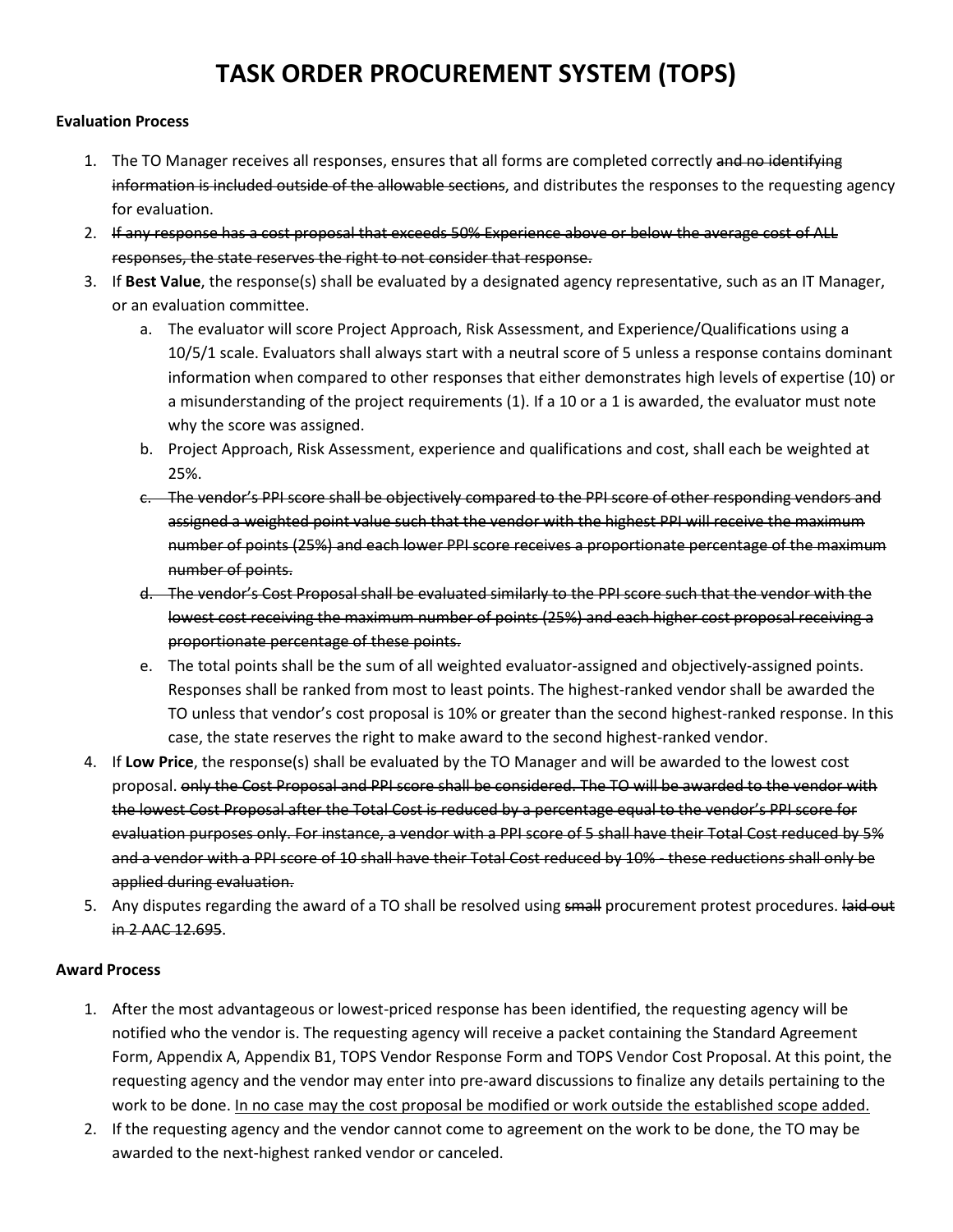# TASK ORDER PROCUREMENT SYSTEM (TOPS)

**Evaluation Process**

1. The TO Manager receives all responses, ensures that all forms are completed correctly ~~and no identifying information is included outside of the allowable sections~~, and distributes the responses to the requesting agency for evaluation.
2. ~~If any response has a cost proposal that exceeds 50% Experience above or below the average cost of ALL responses, the state reserves the right to not consider that response.~~
3. If **Best Value**, the response(s) shall be evaluated by a designated agency representative, such as an IT Manager, or an evaluation committee.
   a. The evaluator will score Project Approach, Risk Assessment, and Experience/Qualifications using a 10/5/1 scale. Evaluators shall always start with a neutral score of 5 unless a response contains dominant information when compared to other responses that either demonstrates high levels of expertise (10) or a misunderstanding of the project requirements (1). If a 10 or a 1 is awarded, the evaluator must note why the score was assigned.
   b. Project Approach, Risk Assessment, experience and qualifications and cost, shall each be weighted at 25%.
   c. ~~The vendor's PPI score shall be objectively compared to the PPI score of other responding vendors and assigned a weighted point value such that the vendor with the highest PPI will receive the maximum number of points (25%) and each lower PPI score receives a proportionate percentage of the maximum number of points.~~
   d. ~~The vendor's Cost Proposal shall be evaluated similarly to the PPI score such that the vendor with the lowest cost receiving the maximum number of points (25%) and each higher cost proposal receiving a proportionate percentage of these points.~~
   e. The total points shall be the sum of all weighted evaluator-assigned and objectively-assigned points. Responses shall be ranked from most to least points. The highest-ranked vendor shall be awarded the TO unless that vendor's cost proposal is 10% or greater than the second highest-ranked response. In this case, the state reserves the right to make award to the second highest-ranked vendor.
4. If **Low Price**, the response(s) shall be evaluated by the TO Manager and will be awarded to the lowest cost proposal. ~~only the Cost Proposal and PPI score shall be considered. The TO will be awarded to the vendor with the lowest Cost Proposal after the Total Cost is reduced by a percentage equal to the vendor's PPI score for evaluation purposes only. For instance, a vendor with a PPI score of 5 shall have their Total Cost reduced by 5% and a vendor with a PPI score of 10 shall have their Total Cost reduced by 10% - these reductions shall only be applied during evaluation.~~
5. Any disputes regarding the award of a TO shall be resolved using ~~small~~ procurement protest procedures. ~~laid out in 2 AAC 12.695~~.

**Award Process**

1. After the most advantageous or lowest-priced response has been identified, the requesting agency will be notified who the vendor is. The requesting agency will receive a packet containing the Standard Agreement Form, Appendix A, Appendix B1, TOPS Vendor Response Form and TOPS Vendor Cost Proposal. At this point, the requesting agency and the vendor may enter into pre-award discussions to finalize any details pertaining to the work to be done. <u>In no case may the cost proposal be modified or work outside the established scope added.</u>
2. If the requesting agency and the vendor cannot come to agreement on the work to be done, the TO may be awarded to the next-highest ranked vendor or canceled.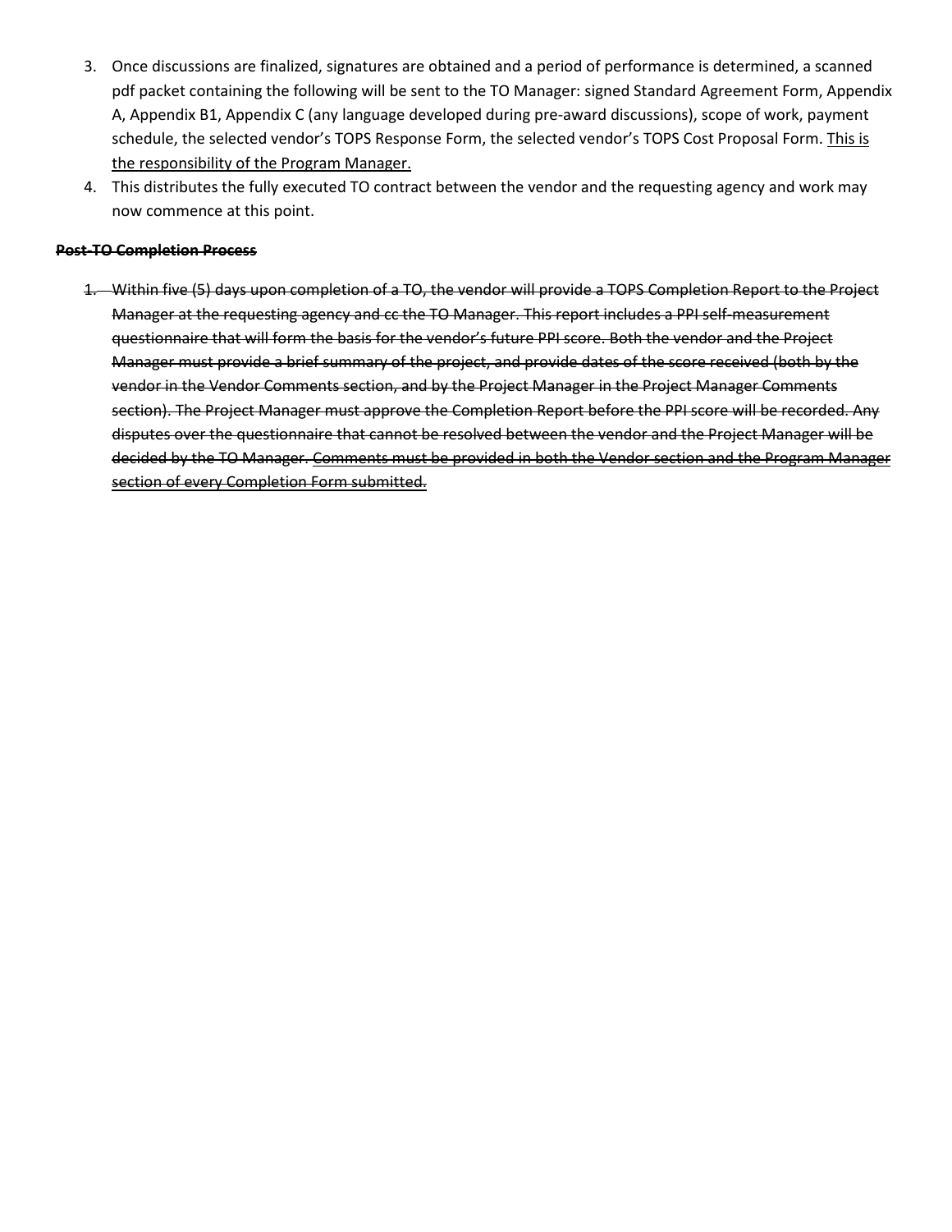3. Once discussions are finalized, signatures are obtained and a period of performance is determined, a scanned pdf packet containing the following will be sent to the TO Manager: signed Standard Agreement Form, Appendix A, Appendix B1, Appendix C (any language developed during pre-award discussions), scope of work, payment schedule, the selected vendor's TOPS Response Form, the selected vendor's TOPS Cost Proposal Form. <u>This is the responsibility of the Program Manager.</u>
4. This distributes the fully executed TO contract between the vendor and the requesting agency and work may now commence at this point.

**~~Post-TO Completion Process~~**

1. ~~Within five (5) days upon completion of a TO, the vendor will provide a TOPS Completion Report to the Project Manager at the requesting agency and cc the TO Manager. This report includes a PPI self-measurement questionnaire that will form the basis for the vendor's future PPI score. Both the vendor and the Project Manager must provide a brief summary of the project, and provide dates of the score received (both by the vendor in the Vendor Comments section, and by the Project Manager in the Project Manager Comments section). The Project Manager must approve the Completion Report before the PPI score will be recorded. Any disputes over the questionnaire that cannot be resolved between the vendor and the Project Manager will be decided by the TO Manager.~~ <u>~~Comments must be provided in both the Vendor section and the Program Manager section of every Completion Form submitted.~~</u>